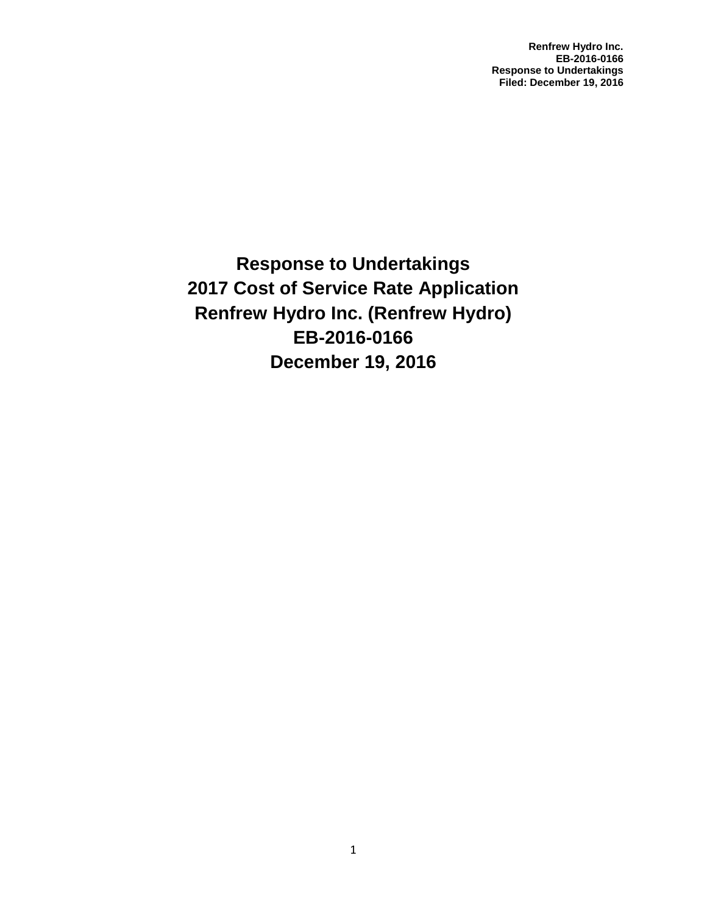# Response to Undertakings
# 2017 Cost of Service Rate Application
# Renfrew Hydro Inc. (Renfrew Hydro)
# EB-2016-0166
# December 19, 2016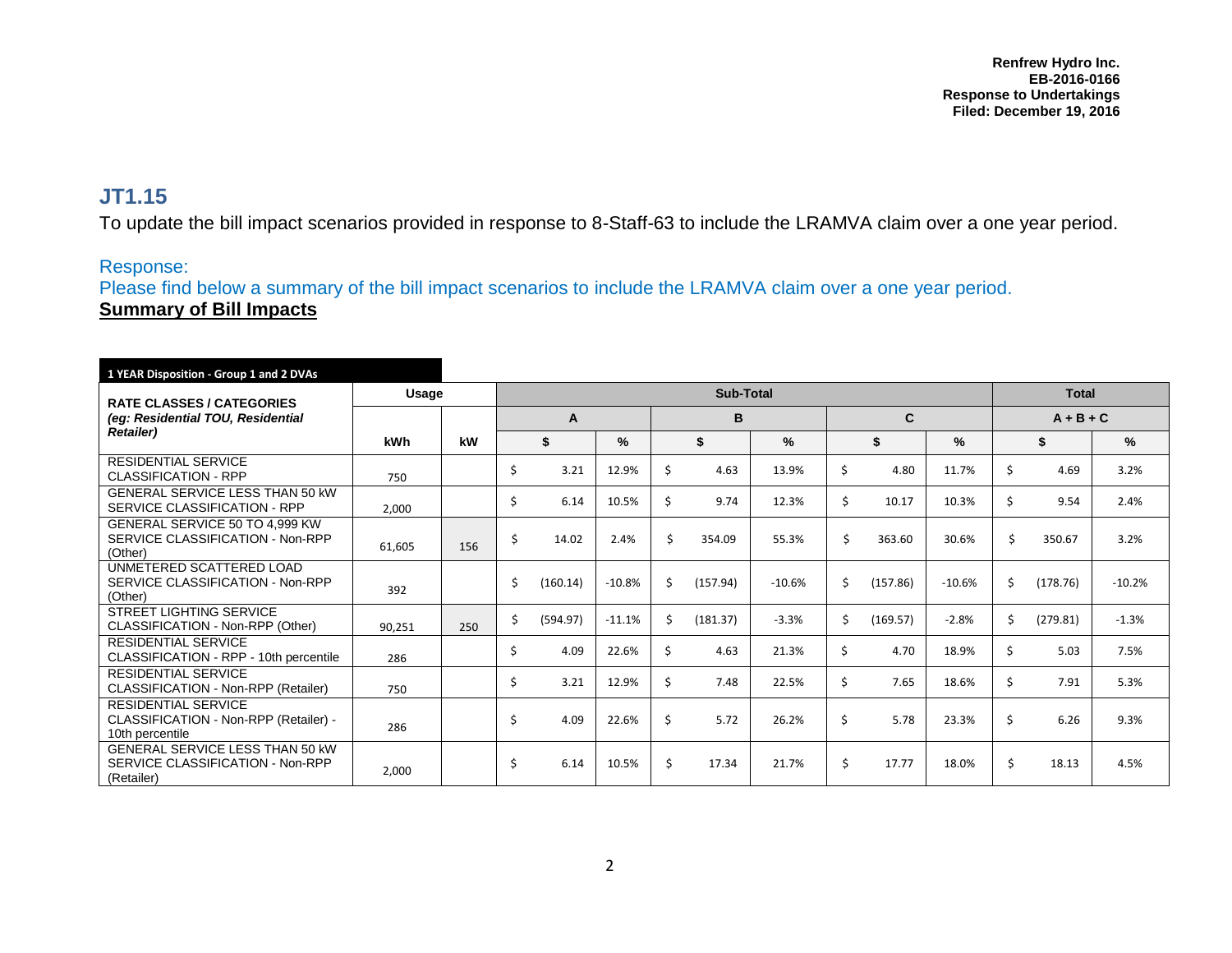## JT1.15

To update the bill impact scenarios provided in response to 8-Staff-63 to include the LRAMVA claim over a one year period.

Response:

Please find below a summary of the bill impact scenarios to include the LRAMVA claim over a one year period.

**Summary of Bill Impacts**

**1 YEAR Disposition - Group 1 and 2 DVAs**

| RATE CLASSES / CATEGORIES (eg: Residential TOU, Residential Retailer) | Usage | | Sub-Total | | | | | | Total | |
|---|---|---|---|---|---|---|---|---|---|---|
| | | | A | | B | | C | | A + B + C | |
| | kWh | kW | $ | % | $ | % | $ | % | $ | % |
| RESIDENTIAL SERVICE CLASSIFICATION - RPP | 750 | | $ 3.21 | 12.9% | $ 4.63 | 13.9% | $ 4.80 | 11.7% | $ 4.69 | 3.2% |
| GENERAL SERVICE LESS THAN 50 kW SERVICE CLASSIFICATION - RPP | 2,000 | | $ 6.14 | 10.5% | $ 9.74 | 12.3% | $ 10.17 | 10.3% | $ 9.54 | 2.4% |
| GENERAL SERVICE 50 TO 4,999 KW SERVICE CLASSIFICATION - Non-RPP (Other) | 61,605 | 156 | $ 14.02 | 2.4% | $ 354.09 | 55.3% | $ 363.60 | 30.6% | $ 350.67 | 3.2% |
| UNMETERED SCATTERED LOAD SERVICE CLASSIFICATION - Non-RPP (Other) | 392 | | $ (160.14) | -10.8% | $ (157.94) | -10.6% | $ (157.86) | -10.6% | $ (178.76) | -10.2% |
| STREET LIGHTING SERVICE CLASSIFICATION - Non-RPP (Other) | 90,251 | 250 | $ (594.97) | -11.1% | $ (181.37) | -3.3% | $ (169.57) | -2.8% | $ (279.81) | -1.3% |
| RESIDENTIAL SERVICE CLASSIFICATION - RPP - 10th percentile | 286 | | $ 4.09 | 22.6% | $ 4.63 | 21.3% | $ 4.70 | 18.9% | $ 5.03 | 7.5% |
| RESIDENTIAL SERVICE CLASSIFICATION - Non-RPP (Retailer) | 750 | | $ 3.21 | 12.9% | $ 7.48 | 22.5% | $ 7.65 | 18.6% | $ 7.91 | 5.3% |
| RESIDENTIAL SERVICE CLASSIFICATION - Non-RPP (Retailer) - 10th percentile | 286 | | $ 4.09 | 22.6% | $ 5.72 | 26.2% | $ 5.78 | 23.3% | $ 6.26 | 9.3% |
| GENERAL SERVICE LESS THAN 50 kW SERVICE CLASSIFICATION - Non-RPP (Retailer) | 2,000 | | $ 6.14 | 10.5% | $ 17.34 | 21.7% | $ 17.77 | 18.0% | $ 18.13 | 4.5% |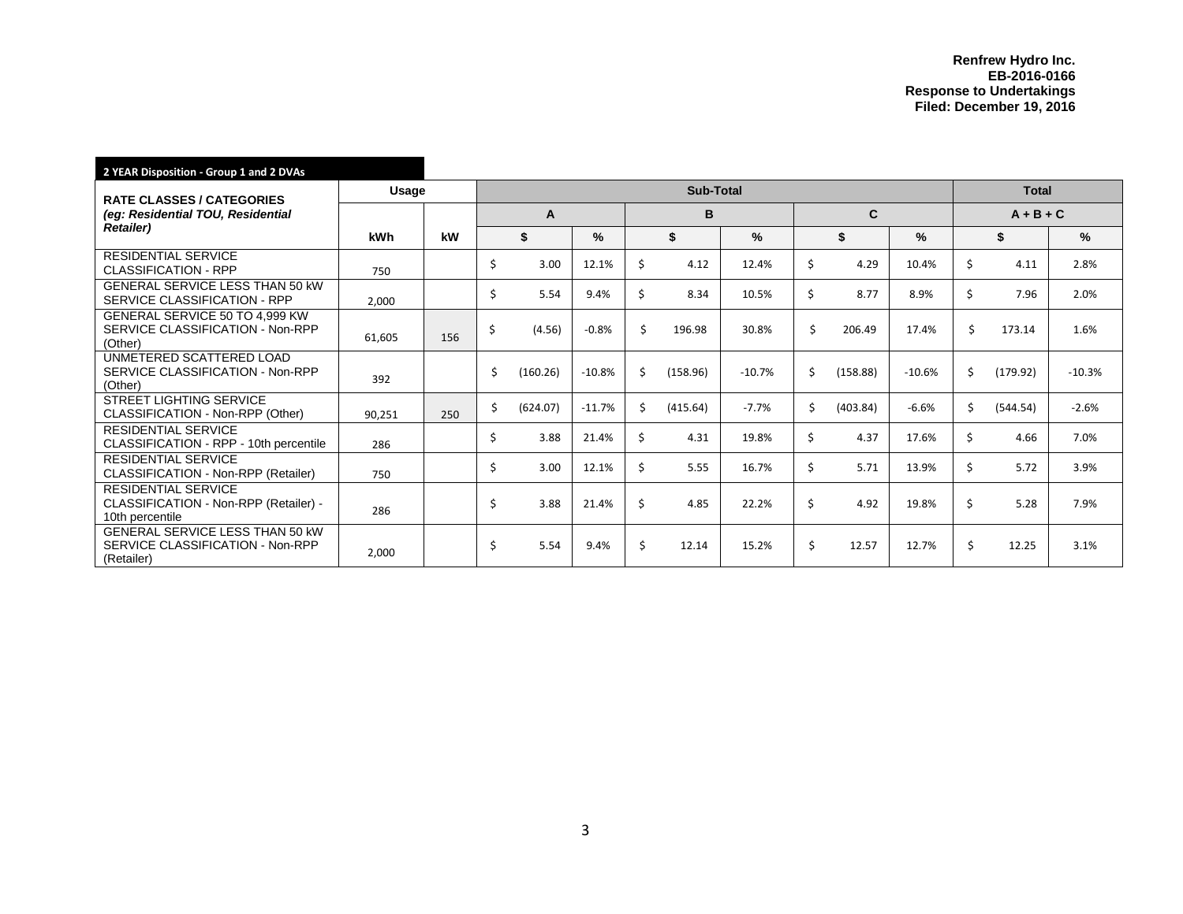Renfrew Hydro Inc.
EB-2016-0166
Response to Undertakings
Filed: December 19, 2016

**2 YEAR Disposition - Group 1 and 2 DVAs**

| RATE CLASSES / CATEGORIES *(eg: Residential TOU, Residential Retailer)* | Usage | | Sub-Total | | | | | | Total | |
|---|---|---|---|---|---|---|---|---|---|---|
| | | | A | | B | | C | | A + B + C | |
| | kWh | kW | $ | % | $ | % | $ | % | $ | % |
| RESIDENTIAL SERVICE CLASSIFICATION - RPP | 750 | | $ 3.00 | 12.1% | $ 4.12 | 12.4% | $ 4.29 | 10.4% | $ 4.11 | 2.8% |
| GENERAL SERVICE LESS THAN 50 kW SERVICE CLASSIFICATION - RPP | 2,000 | | $ 5.54 | 9.4% | $ 8.34 | 10.5% | $ 8.77 | 8.9% | $ 7.96 | 2.0% |
| GENERAL SERVICE 50 TO 4,999 KW SERVICE CLASSIFICATION - Non-RPP (Other) | 61,605 | 156 | $ (4.56) | -0.8% | $ 196.98 | 30.8% | $ 206.49 | 17.4% | $ 173.14 | 1.6% |
| UNMETERED SCATTERED LOAD SERVICE CLASSIFICATION - Non-RPP (Other) | 392 | | $ (160.26) | -10.8% | $ (158.96) | -10.7% | $ (158.88) | -10.6% | $ (179.92) | -10.3% |
| STREET LIGHTING SERVICE CLASSIFICATION - Non-RPP (Other) | 90,251 | 250 | $ (624.07) | -11.7% | $ (415.64) | -7.7% | $ (403.84) | -6.6% | $ (544.54) | -2.6% |
| RESIDENTIAL SERVICE CLASSIFICATION - RPP - 10th percentile | 286 | | $ 3.88 | 21.4% | $ 4.31 | 19.8% | $ 4.37 | 17.6% | $ 4.66 | 7.0% |
| RESIDENTIAL SERVICE CLASSIFICATION - Non-RPP (Retailer) | 750 | | $ 3.00 | 12.1% | $ 5.55 | 16.7% | $ 5.71 | 13.9% | $ 5.72 | 3.9% |
| RESIDENTIAL SERVICE CLASSIFICATION - Non-RPP (Retailer) - 10th percentile | 286 | | $ 3.88 | 21.4% | $ 4.85 | 22.2% | $ 4.92 | 19.8% | $ 5.28 | 7.9% |
| GENERAL SERVICE LESS THAN 50 kW SERVICE CLASSIFICATION - Non-RPP (Retailer) | 2,000 | | $ 5.54 | 9.4% | $ 12.14 | 15.2% | $ 12.57 | 12.7% | $ 12.25 | 3.1% |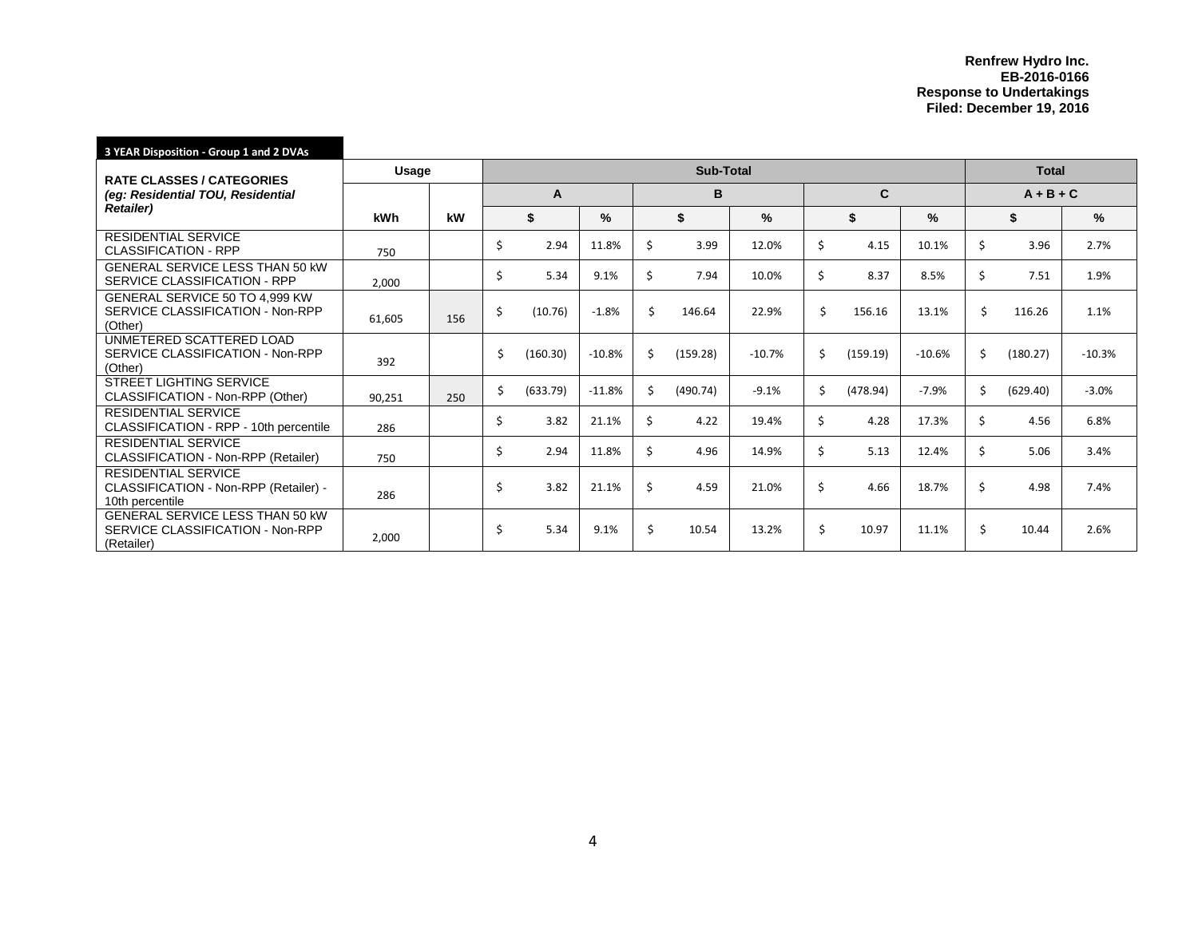**Renfrew Hydro Inc.**
**EB-2016-0166**
**Response to Undertakings**
**Filed: December 19, 2016**

**3 YEAR Disposition - Group 1 and 2 DVAs**

| RATE CLASSES / CATEGORIES *(eg: Residential TOU, Residential Retailer)* | Usage | | Sub-Total | | | | | | Total | |
|---|---|---|---|---|---|---|---|---|---|---|
| | | | A | | B | | C | | A + B + C | |
| | kWh | kW | $ | % | $ | % | $ | % | $ | % |
| RESIDENTIAL SERVICE CLASSIFICATION - RPP | 750 | | $ 2.94 | 11.8% | $ 3.99 | 12.0% | $ 4.15 | 10.1% | $ 3.96 | 2.7% |
| GENERAL SERVICE LESS THAN 50 kW SERVICE CLASSIFICATION - RPP | 2,000 | | $ 5.34 | 9.1% | $ 7.94 | 10.0% | $ 8.37 | 8.5% | $ 7.51 | 1.9% |
| GENERAL SERVICE 50 TO 4,999 KW SERVICE CLASSIFICATION - Non-RPP (Other) | 61,605 | 156 | $ (10.76) | -1.8% | $ 146.64 | 22.9% | $ 156.16 | 13.1% | $ 116.26 | 1.1% |
| UNMETERED SCATTERED LOAD SERVICE CLASSIFICATION - Non-RPP (Other) | 392 | | $ (160.30) | -10.8% | $ (159.28) | -10.7% | $ (159.19) | -10.6% | $ (180.27) | -10.3% |
| STREET LIGHTING SERVICE CLASSIFICATION - Non-RPP (Other) | 90,251 | 250 | $ (633.79) | -11.8% | $ (490.74) | -9.1% | $ (478.94) | -7.9% | $ (629.40) | -3.0% |
| RESIDENTIAL SERVICE CLASSIFICATION - RPP - 10th percentile | 286 | | $ 3.82 | 21.1% | $ 4.22 | 19.4% | $ 4.28 | 17.3% | $ 4.56 | 6.8% |
| RESIDENTIAL SERVICE CLASSIFICATION - Non-RPP (Retailer) | 750 | | $ 2.94 | 11.8% | $ 4.96 | 14.9% | $ 5.13 | 12.4% | $ 5.06 | 3.4% |
| RESIDENTIAL SERVICE CLASSIFICATION - Non-RPP (Retailer) - 10th percentile | 286 | | $ 3.82 | 21.1% | $ 4.59 | 21.0% | $ 4.66 | 18.7% | $ 4.98 | 7.4% |
| GENERAL SERVICE LESS THAN 50 kW SERVICE CLASSIFICATION - Non-RPP (Retailer) | 2,000 | | $ 5.34 | 9.1% | $ 10.54 | 13.2% | $ 10.97 | 11.1% | $ 10.44 | 2.6% |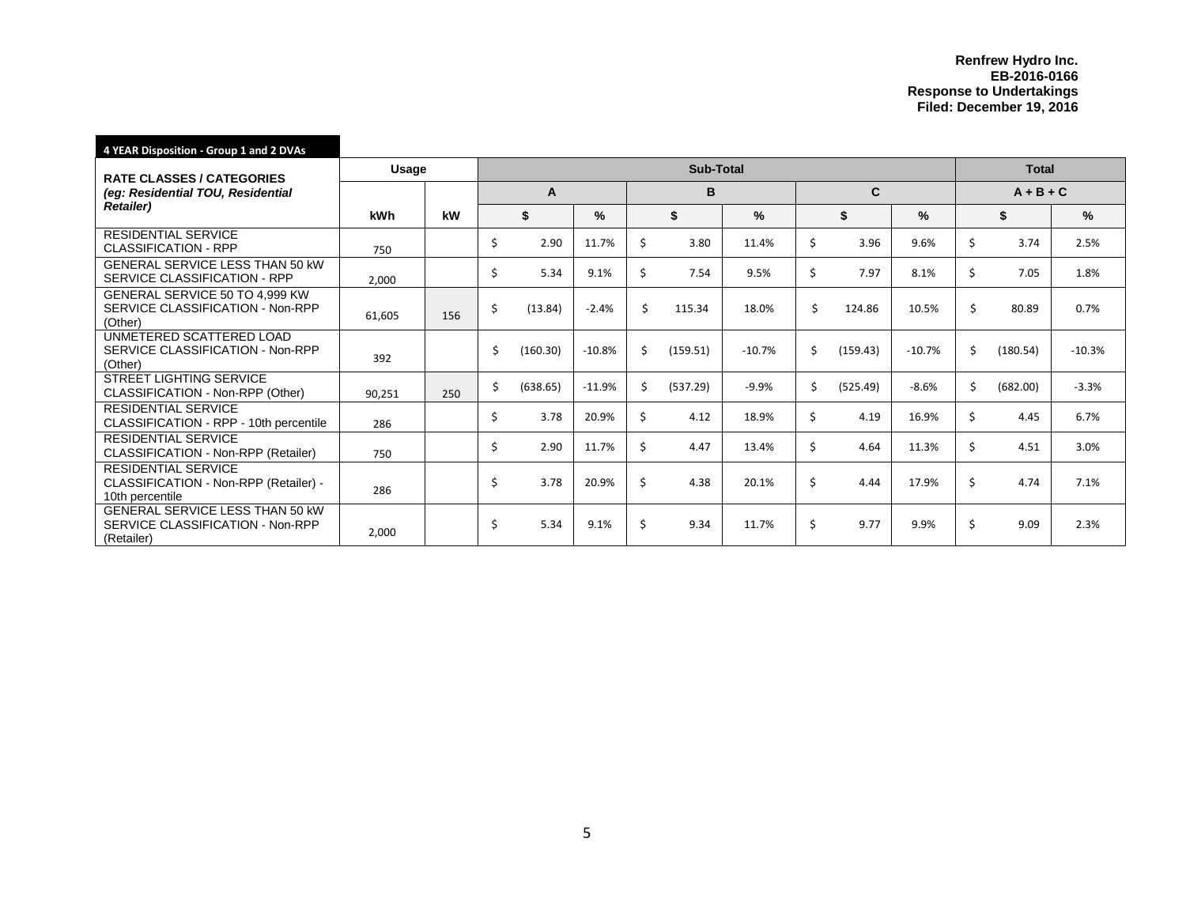**Renfrew Hydro Inc.**
**EB-2016-0166**
**Response to Undertakings**
**Filed: December 19, 2016**

**4 YEAR Disposition - Group 1 and 2 DVAs**

| RATE CLASSES / CATEGORIES *(eg: Residential TOU, Residential Retailer)* | Usage | | Sub-Total | | | | | | Total | |
|---|---|---|---|---|---|---|---|---|---|---|
| | | | A | | B | | C | | A + B + C | |
| | kWh | kW | $ | % | $ | % | $ | % | $ | % |
| RESIDENTIAL SERVICE CLASSIFICATION - RPP | 750 | | $ 2.90 | 11.7% | $ 3.80 | 11.4% | $ 3.96 | 9.6% | $ 3.74 | 2.5% |
| GENERAL SERVICE LESS THAN 50 kW SERVICE CLASSIFICATION - RPP | 2,000 | | $ 5.34 | 9.1% | $ 7.54 | 9.5% | $ 7.97 | 8.1% | $ 7.05 | 1.8% |
| GENERAL SERVICE 50 TO 4,999 KW SERVICE CLASSIFICATION - Non-RPP (Other) | 61,605 | 156 | $ (13.84) | -2.4% | $ 115.34 | 18.0% | $ 124.86 | 10.5% | $ 80.89 | 0.7% |
| UNMETERED SCATTERED LOAD SERVICE CLASSIFICATION - Non-RPP (Other) | 392 | | $ (160.30) | -10.8% | $ (159.51) | -10.7% | $ (159.43) | -10.7% | $ (180.54) | -10.3% |
| STREET LIGHTING SERVICE CLASSIFICATION - Non-RPP (Other) | 90,251 | 250 | $ (638.65) | -11.9% | $ (537.29) | -9.9% | $ (525.49) | -8.6% | $ (682.00) | -3.3% |
| RESIDENTIAL SERVICE CLASSIFICATION - RPP - 10th percentile | 286 | | $ 3.78 | 20.9% | $ 4.12 | 18.9% | $ 4.19 | 16.9% | $ 4.45 | 6.7% |
| RESIDENTIAL SERVICE CLASSIFICATION - Non-RPP (Retailer) | 750 | | $ 2.90 | 11.7% | $ 4.47 | 13.4% | $ 4.64 | 11.3% | $ 4.51 | 3.0% |
| RESIDENTIAL SERVICE CLASSIFICATION - Non-RPP (Retailer) - 10th percentile | 286 | | $ 3.78 | 20.9% | $ 4.38 | 20.1% | $ 4.44 | 17.9% | $ 4.74 | 7.1% |
| GENERAL SERVICE LESS THAN 50 kW SERVICE CLASSIFICATION - Non-RPP (Retailer) | 2,000 | | $ 5.34 | 9.1% | $ 9.34 | 11.7% | $ 9.77 | 9.9% | $ 9.09 | 2.3% |